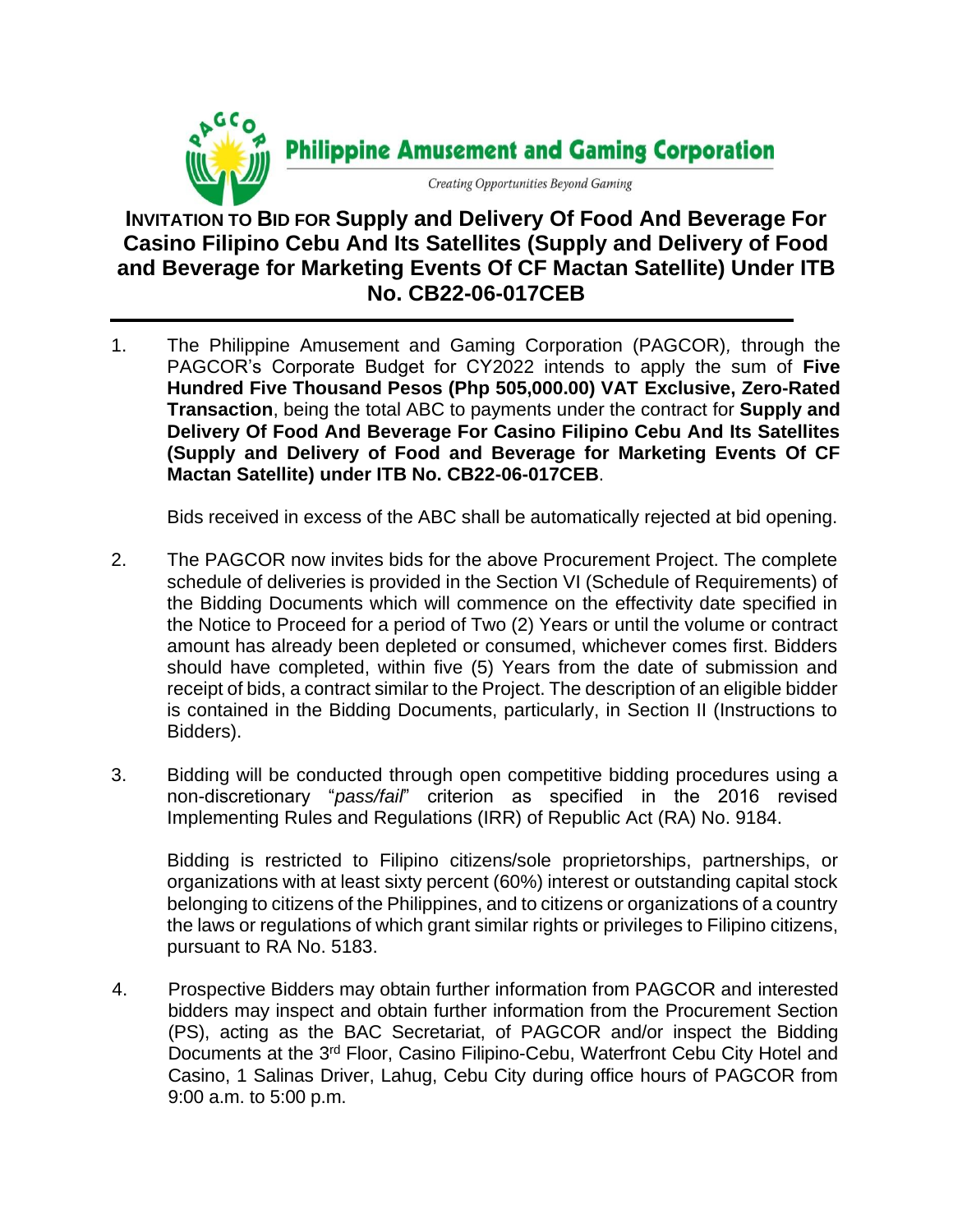**Philippine Amusement and Gaming Corporation**

*Creating Opportunities Beyond Gaming*

# INVITATION TO BID FOR Supply and Delivery Of Food And Beverage For Casino Filipino Cebu And Its Satellites (Supply and Delivery of Food and Beverage for Marketing Events Of CF Mactan Satellite) Under ITB No. CB22-06-017CEB

1. The Philippine Amusement and Gaming Corporation (PAGCOR), through the PAGCOR's Corporate Budget for CY2022 intends to apply the sum of **Five Hundred Five Thousand Pesos (Php 505,000.00) VAT Exclusive, Zero-Rated Transaction**, being the total ABC to payments under the contract for **Supply and Delivery Of Food And Beverage For Casino Filipino Cebu And Its Satellites (Supply and Delivery of Food and Beverage for Marketing Events Of CF Mactan Satellite) under ITB No. CB22-06-017CEB**.

   Bids received in excess of the ABC shall be automatically rejected at bid opening.

2. The PAGCOR now invites bids for the above Procurement Project. The complete schedule of deliveries is provided in the Section VI (Schedule of Requirements) of the Bidding Documents which will commence on the effectivity date specified in the Notice to Proceed for a period of Two (2) Years or until the volume or contract amount has already been depleted or consumed, whichever comes first. Bidders should have completed, within five (5) Years from the date of submission and receipt of bids, a contract similar to the Project. The description of an eligible bidder is contained in the Bidding Documents, particularly, in Section II (Instructions to Bidders).

3. Bidding will be conducted through open competitive bidding procedures using a non-discretionary "*pass/fail*" criterion as specified in the 2016 revised Implementing Rules and Regulations (IRR) of Republic Act (RA) No. 9184.

   Bidding is restricted to Filipino citizens/sole proprietorships, partnerships, or organizations with at least sixty percent (60%) interest or outstanding capital stock belonging to citizens of the Philippines, and to citizens or organizations of a country the laws or regulations of which grant similar rights or privileges to Filipino citizens, pursuant to RA No. 5183.

4. Prospective Bidders may obtain further information from PAGCOR and interested bidders may inspect and obtain further information from the Procurement Section (PS), acting as the BAC Secretariat, of PAGCOR and/or inspect the Bidding Documents at the 3rd Floor, Casino Filipino-Cebu, Waterfront Cebu City Hotel and Casino, 1 Salinas Driver, Lahug, Cebu City during office hours of PAGCOR from 9:00 a.m. to 5:00 p.m.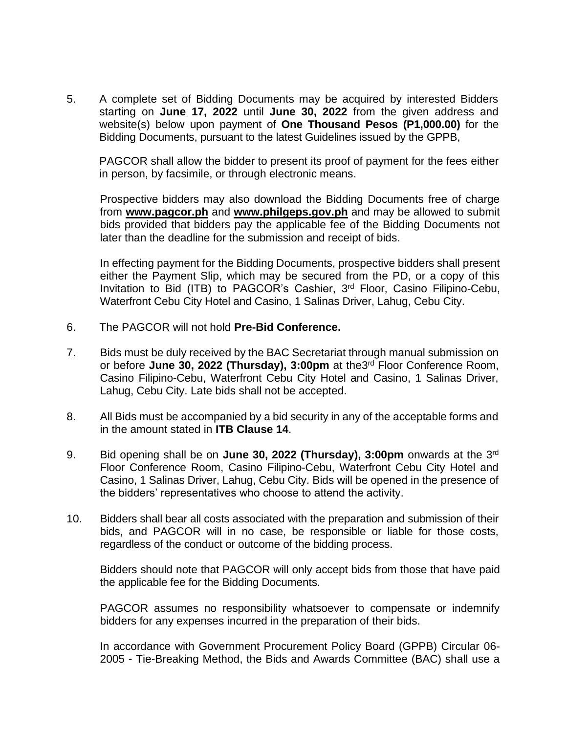5. A complete set of Bidding Documents may be acquired by interested Bidders starting on **June 17, 2022** until **June 30, 2022** from the given address and website(s) below upon payment of **One Thousand Pesos (P1,000.00)** for the Bidding Documents, pursuant to the latest Guidelines issued by the GPPB,

   PAGCOR shall allow the bidder to present its proof of payment for the fees either in person, by facsimile, or through electronic means.

   Prospective bidders may also download the Bidding Documents free of charge from **www.pagcor.ph** and **www.philgeps.gov.ph** and may be allowed to submit bids provided that bidders pay the applicable fee of the Bidding Documents not later than the deadline for the submission and receipt of bids.

   In effecting payment for the Bidding Documents, prospective bidders shall present either the Payment Slip, which may be secured from the PD, or a copy of this Invitation to Bid (ITB) to PAGCOR's Cashier, 3rd Floor, Casino Filipino-Cebu, Waterfront Cebu City Hotel and Casino, 1 Salinas Driver, Lahug, Cebu City.

6. The PAGCOR will not hold **Pre-Bid Conference.**

7. Bids must be duly received by the BAC Secretariat through manual submission on or before **June 30, 2022 (Thursday), 3:00pm** at the3rd Floor Conference Room, Casino Filipino-Cebu, Waterfront Cebu City Hotel and Casino, 1 Salinas Driver, Lahug, Cebu City. Late bids shall not be accepted.

8. All Bids must be accompanied by a bid security in any of the acceptable forms and in the amount stated in **ITB Clause 14**.

9. Bid opening shall be on **June 30, 2022 (Thursday), 3:00pm** onwards at the 3rd Floor Conference Room, Casino Filipino-Cebu, Waterfront Cebu City Hotel and Casino, 1 Salinas Driver, Lahug, Cebu City. Bids will be opened in the presence of the bidders' representatives who choose to attend the activity.

10. Bidders shall bear all costs associated with the preparation and submission of their bids, and PAGCOR will in no case, be responsible or liable for those costs, regardless of the conduct or outcome of the bidding process.

    Bidders should note that PAGCOR will only accept bids from those that have paid the applicable fee for the Bidding Documents.

    PAGCOR assumes no responsibility whatsoever to compensate or indemnify bidders for any expenses incurred in the preparation of their bids.

    In accordance with Government Procurement Policy Board (GPPB) Circular 06-2005 - Tie-Breaking Method, the Bids and Awards Committee (BAC) shall use a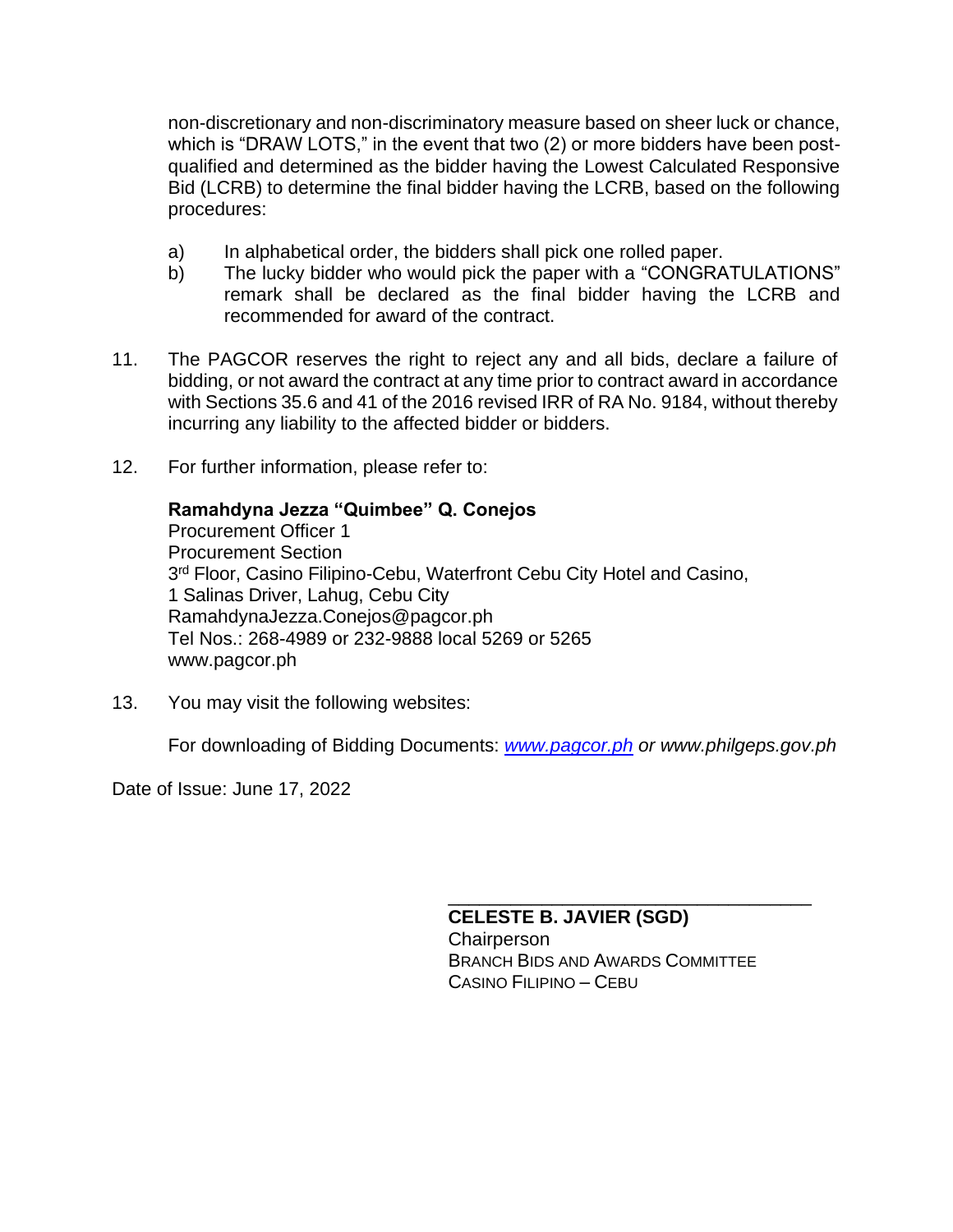non-discretionary and non-discriminatory measure based on sheer luck or chance, which is "DRAW LOTS," in the event that two (2) or more bidders have been post-qualified and determined as the bidder having the Lowest Calculated Responsive Bid (LCRB) to determine the final bidder having the LCRB, based on the following procedures:

a) In alphabetical order, the bidders shall pick one rolled paper.
b) The lucky bidder who would pick the paper with a "CONGRATULATIONS" remark shall be declared as the final bidder having the LCRB and recommended for award of the contract.

11. The PAGCOR reserves the right to reject any and all bids, declare a failure of bidding, or not award the contract at any time prior to contract award in accordance with Sections 35.6 and 41 of the 2016 revised IRR of RA No. 9184, without thereby incurring any liability to the affected bidder or bidders.

12. For further information, please refer to:

    **Ramahdyna Jezza "Quimbee" Q. Conejos**
    Procurement Officer 1
    Procurement Section
    3rd Floor, Casino Filipino-Cebu, Waterfront Cebu City Hotel and Casino,
    1 Salinas Driver, Lahug, Cebu City
    RamahdynaJezza.Conejos@pagcor.ph
    Tel Nos.: 268-4989 or 232-9888 local 5269 or 5265
    www.pagcor.ph

13. You may visit the following websites:

    For downloading of Bidding Documents: *www.pagcor.ph or www.philgeps.gov.ph*

Date of Issue: June 17, 2022

**CELESTE B. JAVIER (SGD)**
Chairperson
BRANCH BIDS AND AWARDS COMMITTEE
CASINO FILIPINO – CEBU